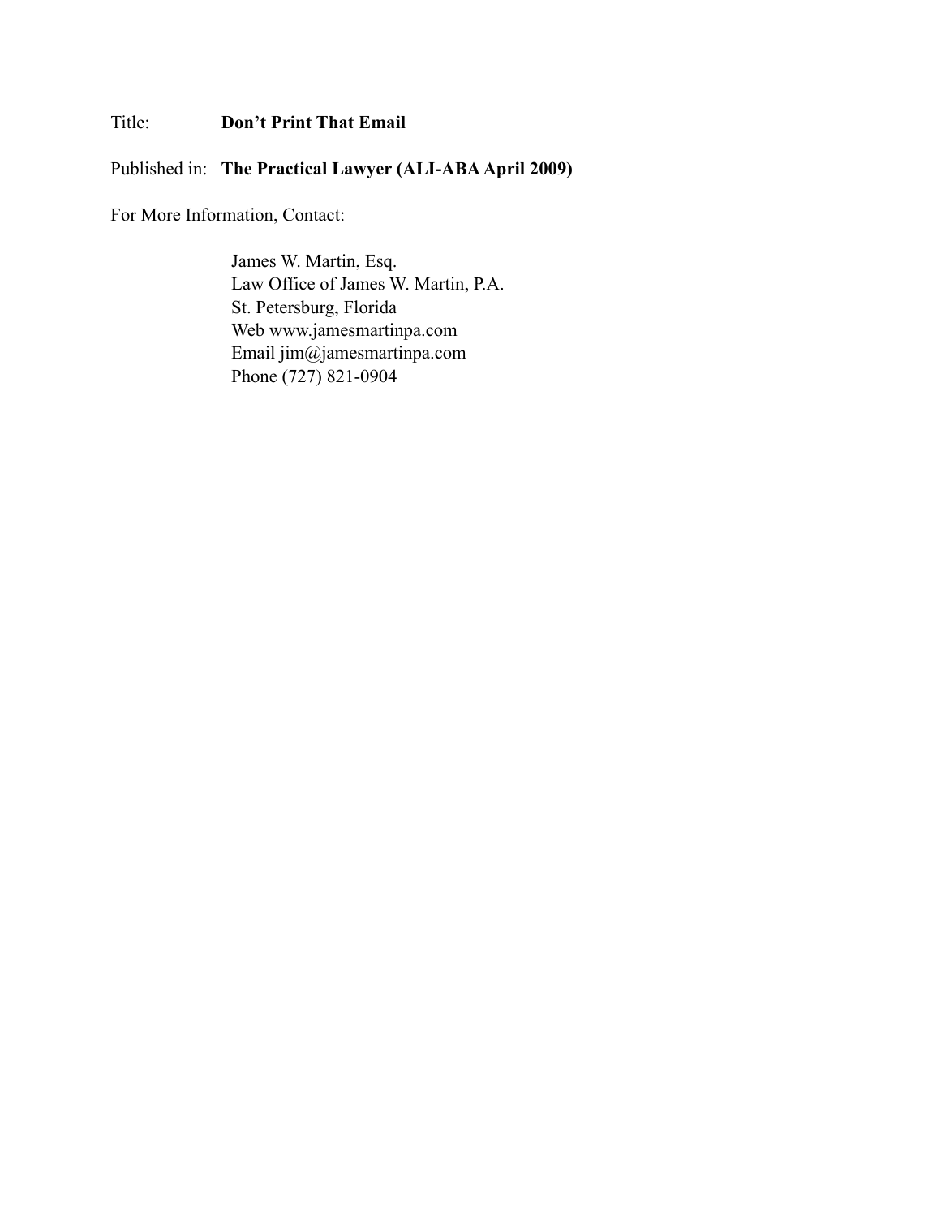Title: **Don't Print That Email**

Published in: **The Practical Lawyer (ALI-ABA April 2009)**

For More Information, Contact:

James W. Martin, Esq.  
Law Office of James W. Martin, P.A.  
St. Petersburg, Florida  
Web www.jamesmartinpa.com  
Email jim@jamesmartinpa.com  
Phone (727) 821-0904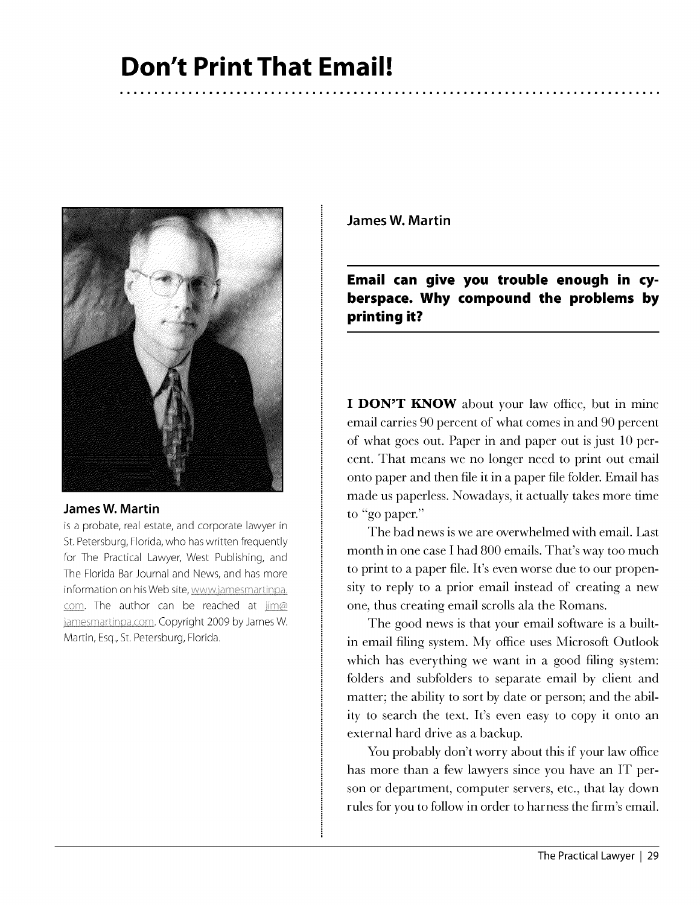# Don't Print That Email!

James W. Martin

**Email can give you trouble enough in cyberspace. Why compound the problems by printing it?**

**James W. Martin** is a probate, real estate, and corporate lawyer in St. Petersburg, Florida, who has written frequently for The Practical Lawyer, West Publishing, and The Florida Bar Journal and News, and has more information on his Web site, www.jamesmartinpa.com. The author can be reached at jim@jamesmartinpa.com. Copyright 2009 by James W. Martin, Esq., St. Petersburg, Florida.

**I DON'T KNOW** about your law office, but in mine email carries 90 percent of what comes in and 90 percent of what goes out. Paper in and paper out is just 10 percent. That means we no longer need to print out email onto paper and then file it in a paper file folder. Email has made us paperless. Nowadays, it actually takes more time to "go paper."

The bad news is we are overwhelmed with email. Last month in one case I had 800 emails. That's way too much to print to a paper file. It's even worse due to our propensity to reply to a prior email instead of creating a new one, thus creating email scrolls ala the Romans.

The good news is that your email software is a built-in email filing system. My office uses Microsoft Outlook which has everything we want in a good filing system: folders and subfolders to separate email by client and matter; the ability to sort by date or person; and the ability to search the text. It's even easy to copy it onto an external hard drive as a backup.

You probably don't worry about this if your law office has more than a few lawyers since you have an IT person or department, computer servers, etc., that lay down rules for you to follow in order to harness the firm's email.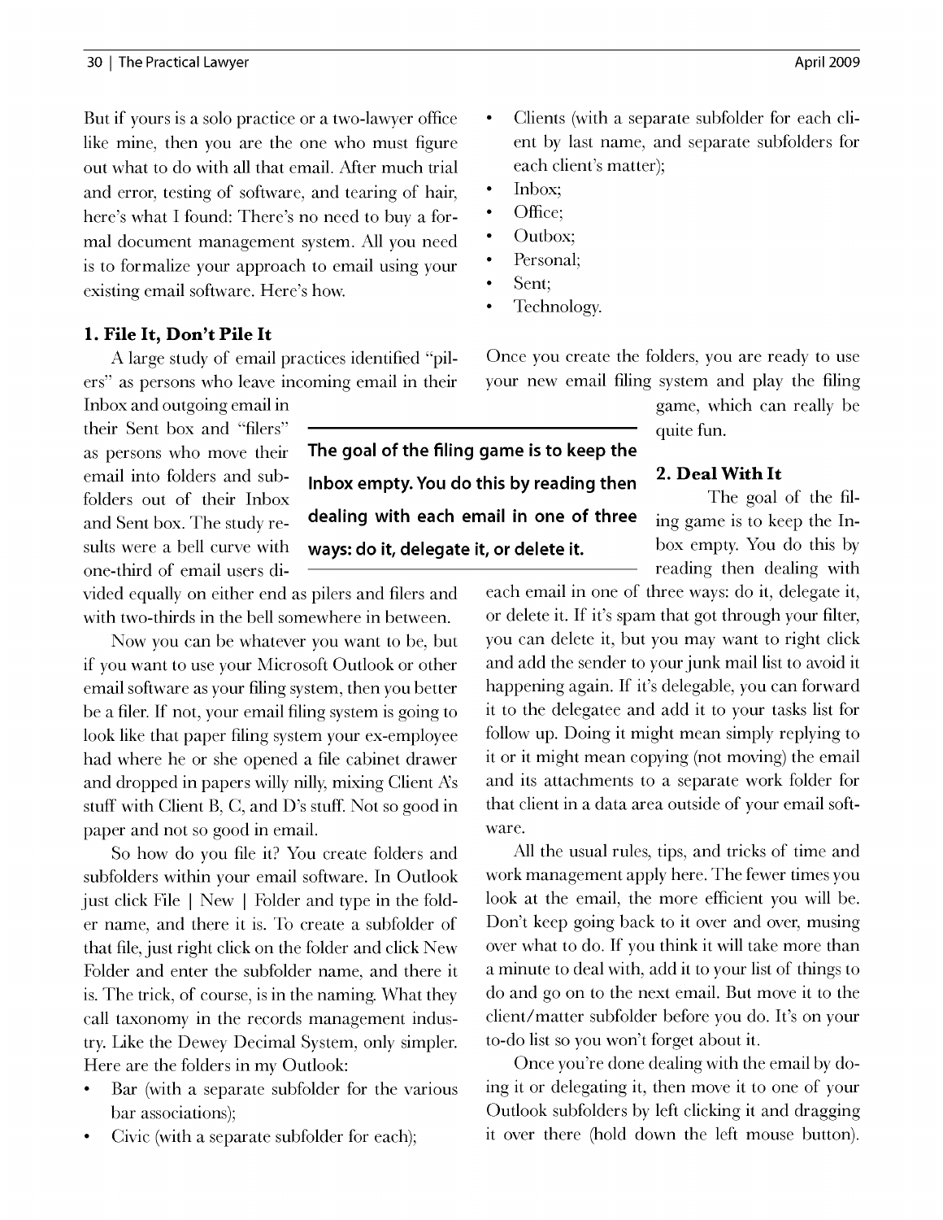But if yours is a solo practice or a two-lawyer office like mine, then you are the one who must figure out what to do with all that email. After much trial and error, testing of software, and tearing of hair, here's what I found: There's no need to buy a formal document management system. All you need is to formalize your approach to email using your existing email software. Here's how.

### 1. File It, Don't Pile It

A large study of email practices identified "pilers" as persons who leave incoming email in their Inbox and outgoing email in their Sent box and "filers" as persons who move their email into folders and subfolders out of their Inbox and Sent box. The study results were a bell curve with one-third of email users divided equally on either end as pilers and filers and with two-thirds in the bell somewhere in between.

Now you can be whatever you want to be, but if you want to use your Microsoft Outlook or other email software as your filing system, then you better be a filer. If not, your email filing system is going to look like that paper filing system your ex-employee had where he or she opened a file cabinet drawer and dropped in papers willy nilly, mixing Client A's stuff with Client B, C, and D's stuff. Not so good in paper and not so good in email.

So how do you file it? You create folders and subfolders within your email software. In Outlook just click File | New | Folder and type in the folder name, and there it is. To create a subfolder of that file, just right click on the folder and click New Folder and enter the subfolder name, and there it is. The trick, of course, is in the naming. What they call taxonomy in the records management industry. Like the Dewey Decimal System, only simpler. Here are the folders in my Outlook:

- Bar (with a separate subfolder for the various bar associations);
- Civic (with a separate subfolder for each);
- Clients (with a separate subfolder for each client by last name, and separate subfolders for each client's matter);
- Inbox;
- Office;
- Outbox;
- Personal;
- Sent;
- Technology.

Once you create the folders, you are ready to use your new email filing system and play the filing game, which can really be quite fun.

**The goal of the filing game is to keep the Inbox empty. You do this by reading then dealing with each email in one of three ways: do it, delegate it, or delete it.**

### 2. Deal With It

The goal of the filing game is to keep the Inbox empty. You do this by reading then dealing with each email in one of three ways: do it, delegate it, or delete it. If it's spam that got through your filter, you can delete it, but you may want to right click and add the sender to your junk mail list to avoid it happening again. If it's delegable, you can forward it to the delegatee and add it to your tasks list for follow up. Doing it might mean simply replying to it or it might mean copying (not moving) the email and its attachments to a separate work folder for that client in a data area outside of your email software.

All the usual rules, tips, and tricks of time and work management apply here. The fewer times you look at the email, the more efficient you will be. Don't keep going back to it over and over, musing over what to do. If you think it will take more than a minute to deal with, add it to your list of things to do and go on to the next email. But move it to the client/matter subfolder before you do. It's on your to-do list so you won't forget about it.

Once you're done dealing with the email by doing it or delegating it, then move it to one of your Outlook subfolders by left clicking it and dragging it over there (hold down the left mouse button).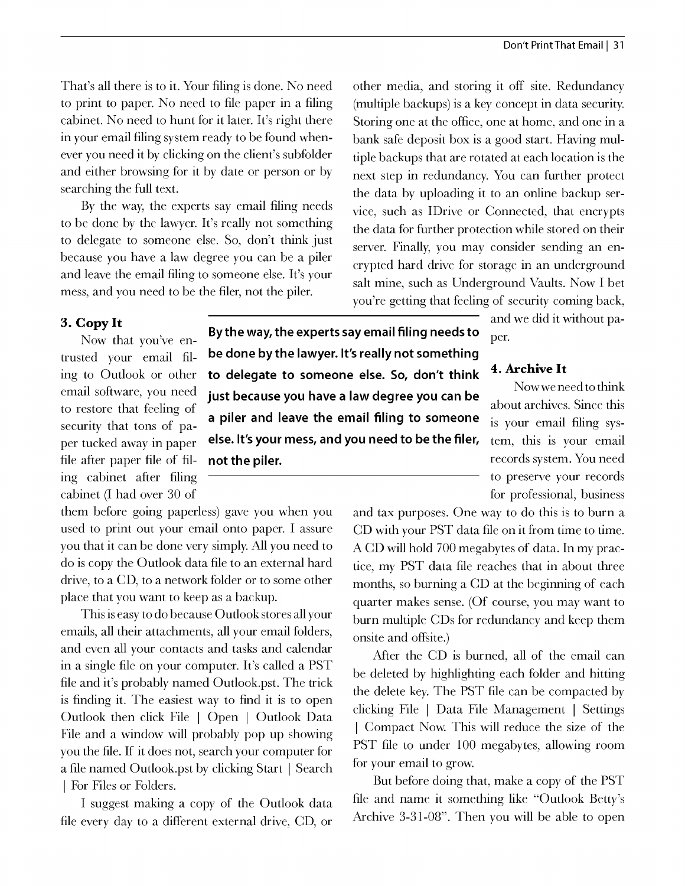That's all there is to it. Your filing is done. No need to print to paper. No need to file paper in a filing cabinet. No need to hunt for it later. It's right there in your email filing system ready to be found whenever you need it by clicking on the client's subfolder and either browsing for it by date or person or by searching the full text.

By the way, the experts say email filing needs to be done by the lawyer. It's really not something to delegate to someone else. So, don't think just because you have a law degree you can be a piler and leave the email filing to someone else. It's your mess, and you need to be the filer, not the piler.

### 3. Copy It

Now that you've entrusted your email filing to Outlook or other email software, you need to restore that feeling of security that tons of paper tucked away in paper file after paper file of filing cabinet after filing cabinet (I had over 30 of them before going paperless) gave you when you used to print out your email onto paper. I assure you that it can be done very simply. All you need to do is copy the Outlook data file to an external hard drive, to a CD, to a network folder or to some other place that you want to keep as a backup.

This is easy to do because Outlook stores all your emails, all their attachments, all your email folders, and even all your contacts and tasks and calendar in a single file on your computer. It's called a PST file and it's probably named Outlook.pst. The trick is finding it. The easiest way to find it is to open Outlook then click File | Open | Outlook Data File and a window will probably pop up showing you the file. If it does not, search your computer for a file named Outlook.pst by clicking Start | Search | For Files or Folders.

I suggest making a copy of the Outlook data file every day to a different external drive, CD, or other media, and storing it off site. Redundancy (multiple backups) is a key concept in data security. Storing one at the office, one at home, and one in a bank safe deposit box is a good start. Having multiple backups that are rotated at each location is the next step in redundancy. You can further protect the data by uploading it to an online backup service, such as IDrive or Connected, that encrypts the data for further protection while stored on their server. Finally, you may consider sending an encrypted hard drive for storage in an underground salt mine, such as Underground Vaults. Now I bet you're getting that feeling of security coming back, and we did it without paper.

**By the way, the experts say email filing needs to be done by the lawyer. It's really not something to delegate to someone else. So, don't think just because you have a law degree you can be a piler and leave the email filing to someone else. It's your mess, and you need to be the filer, not the piler.**

### 4. Archive It

Now we need to think about archives. Since this is your email filing system, this is your email records system. You need to preserve your records for professional, business and tax purposes. One way to do this is to burn a CD with your PST data file on it from time to time. A CD will hold 700 megabytes of data. In my practice, my PST data file reaches that in about three months, so burning a CD at the beginning of each quarter makes sense. (Of course, you may want to burn multiple CDs for redundancy and keep them onsite and offsite.)

After the CD is burned, all of the email can be deleted by highlighting each folder and hitting the delete key. The PST file can be compacted by clicking File | Data File Management | Settings | Compact Now. This will reduce the size of the PST file to under 100 megabytes, allowing room for your email to grow.

But before doing that, make a copy of the PST file and name it something like "Outlook Betty's Archive 3-31-08". Then you will be able to open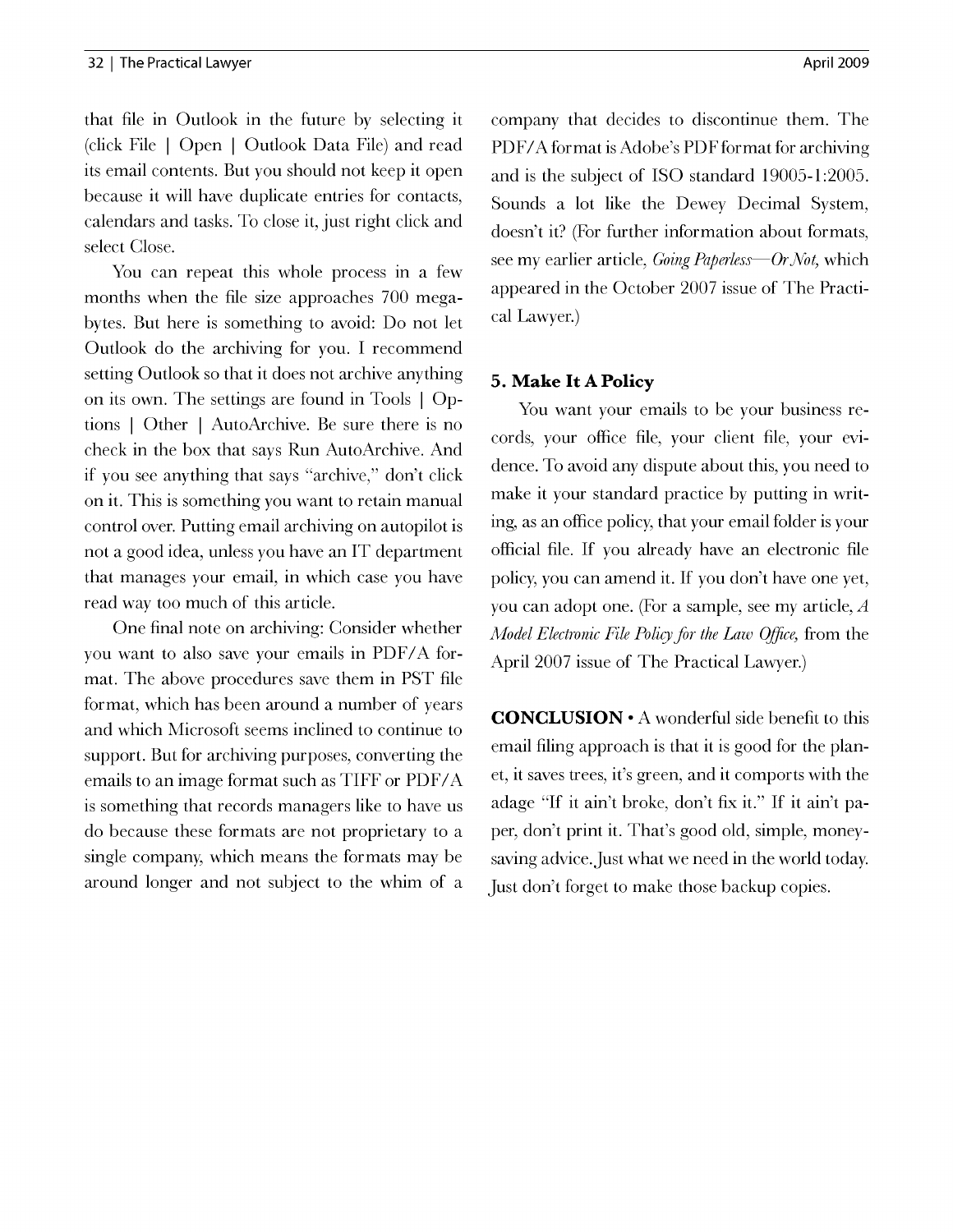that file in Outlook in the future by selecting it (click File | Open | Outlook Data File) and read its email contents. But you should not keep it open because it will have duplicate entries for contacts, calendars and tasks. To close it, just right click and select Close.

You can repeat this whole process in a few months when the file size approaches 700 megabytes. But here is something to avoid: Do not let Outlook do the archiving for you. I recommend setting Outlook so that it does not archive anything on its own. The settings are found in Tools | Options | Other | AutoArchive. Be sure there is no check in the box that says Run AutoArchive. And if you see anything that says "archive," don't click on it. This is something you want to retain manual control over. Putting email archiving on autopilot is not a good idea, unless you have an IT department that manages your email, in which case you have read way too much of this article.

One final note on archiving: Consider whether you want to also save your emails in PDF/A format. The above procedures save them in PST file format, which has been around a number of years and which Microsoft seems inclined to continue to support. But for archiving purposes, converting the emails to an image format such as TIFF or PDF/A is something that records managers like to have us do because these formats are not proprietary to a single company, which means the formats may be around longer and not subject to the whim of a company that decides to discontinue them. The PDF/A format is Adobe's PDF format for archiving and is the subject of ISO standard 19005-1:2005. Sounds a lot like the Dewey Decimal System, doesn't it? (For further information about formats, see my earlier article, *Going Paperless—Or Not,* which appeared in the October 2007 issue of The Practical Lawyer.)

### 5. Make It A Policy

You want your emails to be your business records, your office file, your client file, your evidence. To avoid any dispute about this, you need to make it your standard practice by putting in writing, as an office policy, that your email folder is your official file. If you already have an electronic file policy, you can amend it. If you don't have one yet, you can adopt one. (For a sample, see my article, *A Model Electronic File Policy for the Law Office,* from the April 2007 issue of The Practical Lawyer.)

**CONCLUSION** • A wonderful side benefit to this email filing approach is that it is good for the planet, it saves trees, it's green, and it comports with the adage "If it ain't broke, don't fix it." If it ain't paper, don't print it. That's good old, simple, money-saving advice. Just what we need in the world today. Just don't forget to make those backup copies.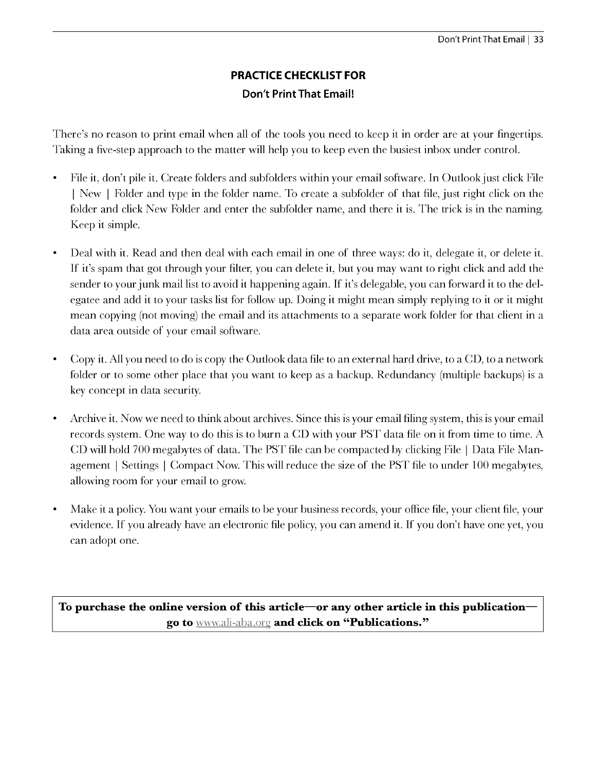## PRACTICE CHECKLIST FOR
### Don't Print That Email!

There's no reason to print email when all of the tools you need to keep it in order are at your fingertips. Taking a five-step approach to the matter will help you to keep even the busiest inbox under control.

- File it, don't pile it. Create folders and subfolders within your email software. In Outlook just click File | New | Folder and type in the folder name. To create a subfolder of that file, just right click on the folder and click New Folder and enter the subfolder name, and there it is. The trick is in the naming. Keep it simple.

- Deal with it. Read and then deal with each email in one of three ways: do it, delegate it, or delete it. If it's spam that got through your filter, you can delete it, but you may want to right click and add the sender to your junk mail list to avoid it happening again. If it's delegable, you can forward it to the delegatee and add it to your tasks list for follow up. Doing it might mean simply replying to it or it might mean copying (not moving) the email and its attachments to a separate work folder for that client in a data area outside of your email software.

- Copy it. All you need to do is copy the Outlook data file to an external hard drive, to a CD, to a network folder or to some other place that you want to keep as a backup. Redundancy (multiple backups) is a key concept in data security.

- Archive it. Now we need to think about archives. Since this is your email filing system, this is your email records system. One way to do this is to burn a CD with your PST data file on it from time to time. A CD will hold 700 megabytes of data. The PST file can be compacted by clicking File | Data File Management | Settings | Compact Now. This will reduce the size of the PST file to under 100 megabytes, allowing room for your email to grow.

- Make it a policy. You want your emails to be your business records, your office file, your client file, your evidence. If you already have an electronic file policy, you can amend it. If you don't have one yet, you can adopt one.

**To purchase the online version of this article—or any other article in this publication—go to www.ali-aba.org and click on "Publications."**